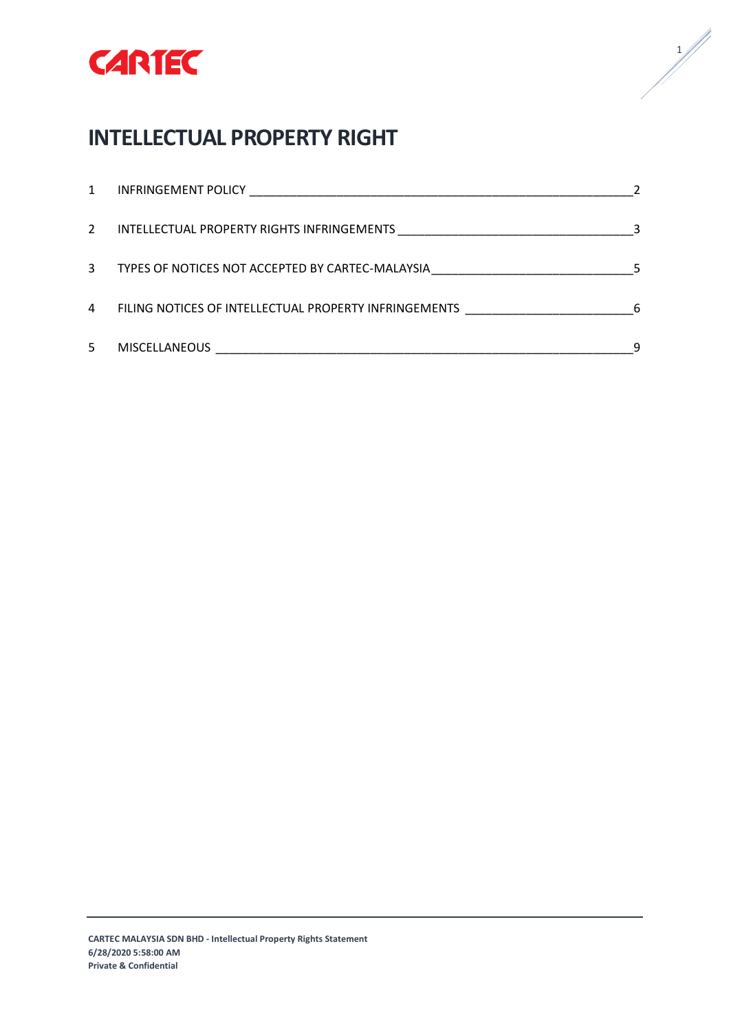# INTELLECTUAL PROPERTY RIGHT

| | | |
|---|---|---|
| 1 | INFRINGEMENT POLICY | 2 |
| 2 | INTELLECTUAL PROPERTY RIGHTS INFRINGEMENTS | 3 |
| 3 | TYPES OF NOTICES NOT ACCEPTED BY CARTEC-MALAYSIA | 5 |
| 4 | FILING NOTICES OF INTELLECTUAL PROPERTY INFRINGEMENTS | 6 |
| 5 | MISCELLANEOUS | 9 |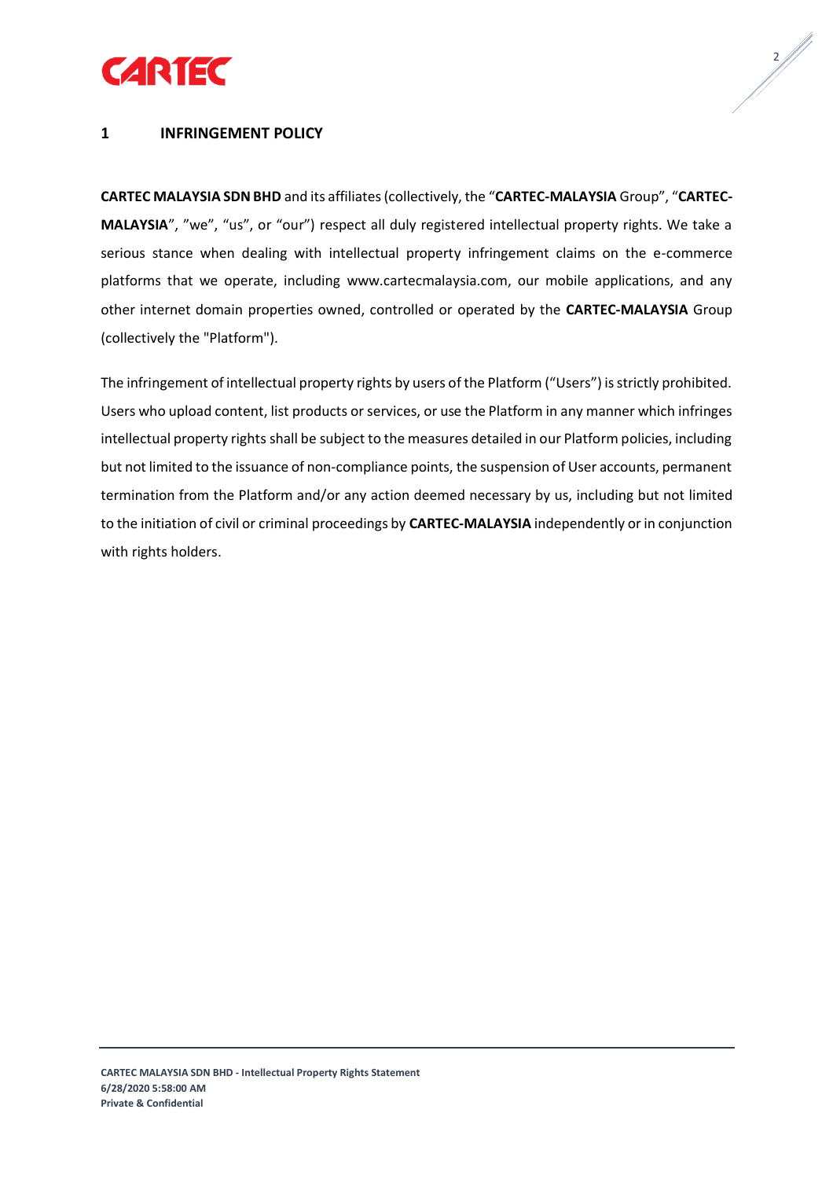# 1 INFRINGEMENT POLICY

**CARTEC MALAYSIA SDN BHD** and its affiliates (collectively, the "**CARTEC-MALAYSIA** Group", "**CARTEC-MALAYSIA**", "we", "us", or "our") respect all duly registered intellectual property rights. We take a serious stance when dealing with intellectual property infringement claims on the e-commerce platforms that we operate, including www.cartecmalaysia.com, our mobile applications, and any other internet domain properties owned, controlled or operated by the **CARTEC-MALAYSIA** Group (collectively the "Platform").

The infringement of intellectual property rights by users of the Platform ("Users") is strictly prohibited. Users who upload content, list products or services, or use the Platform in any manner which infringes intellectual property rights shall be subject to the measures detailed in our Platform policies, including but not limited to the issuance of non-compliance points, the suspension of User accounts, permanent termination from the Platform and/or any action deemed necessary by us, including but not limited to the initiation of civil or criminal proceedings by **CARTEC-MALAYSIA** independently or in conjunction with rights holders.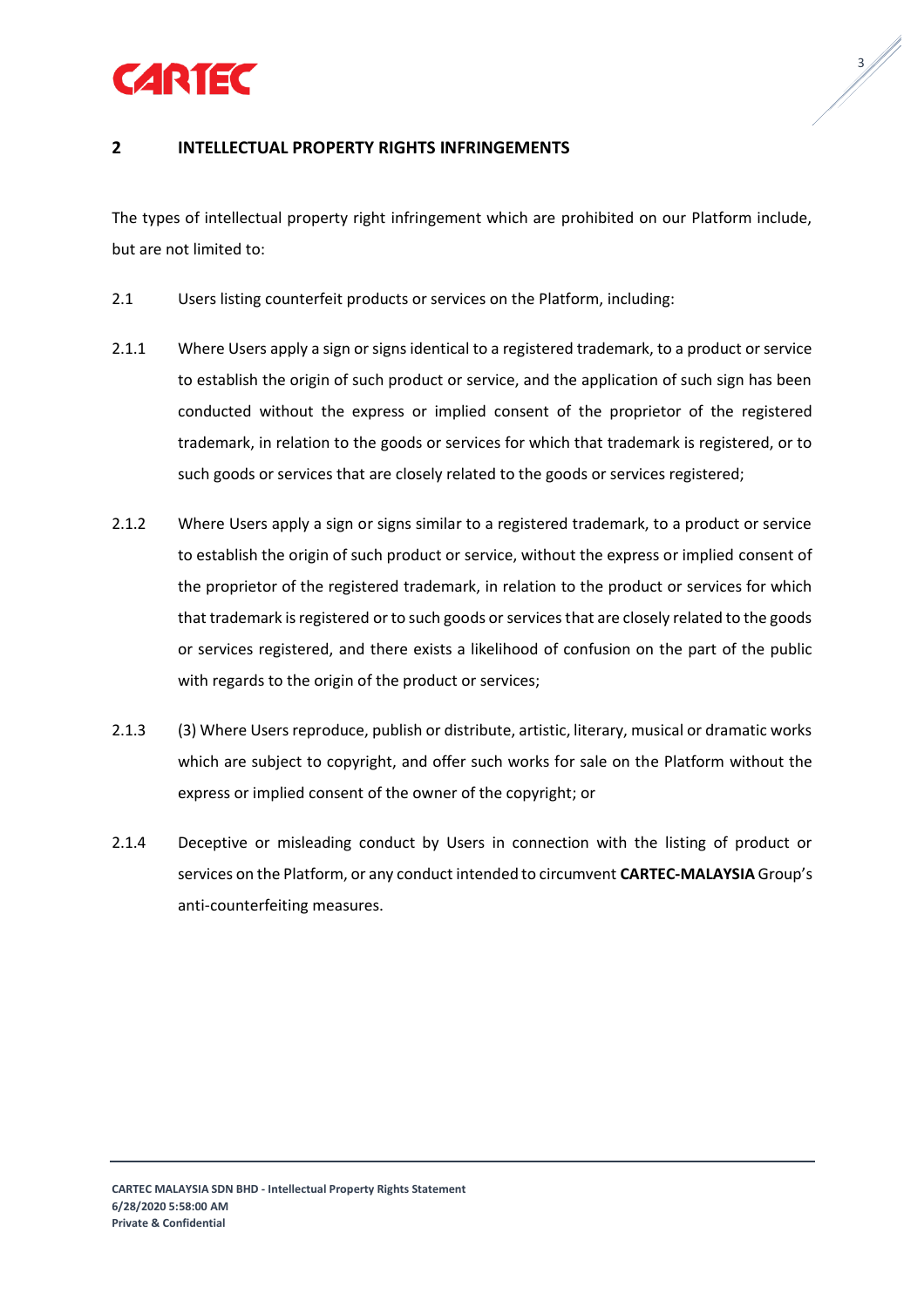## 2 INTELLECTUAL PROPERTY RIGHTS INFRINGEMENTS

The types of intellectual property right infringement which are prohibited on our Platform include, but are not limited to:

2.1 Users listing counterfeit products or services on the Platform, including:

2.1.1 Where Users apply a sign or signs identical to a registered trademark, to a product or service to establish the origin of such product or service, and the application of such sign has been conducted without the express or implied consent of the proprietor of the registered trademark, in relation to the goods or services for which that trademark is registered, or to such goods or services that are closely related to the goods or services registered;

2.1.2 Where Users apply a sign or signs similar to a registered trademark, to a product or service to establish the origin of such product or service, without the express or implied consent of the proprietor of the registered trademark, in relation to the product or services for which that trademark is registered or to such goods or services that are closely related to the goods or services registered, and there exists a likelihood of confusion on the part of the public with regards to the origin of the product or services;

2.1.3 (3) Where Users reproduce, publish or distribute, artistic, literary, musical or dramatic works which are subject to copyright, and offer such works for sale on the Platform without the express or implied consent of the owner of the copyright; or

2.1.4 Deceptive or misleading conduct by Users in connection with the listing of product or services on the Platform, or any conduct intended to circumvent **CARTEC-MALAYSIA** Group's anti-counterfeiting measures.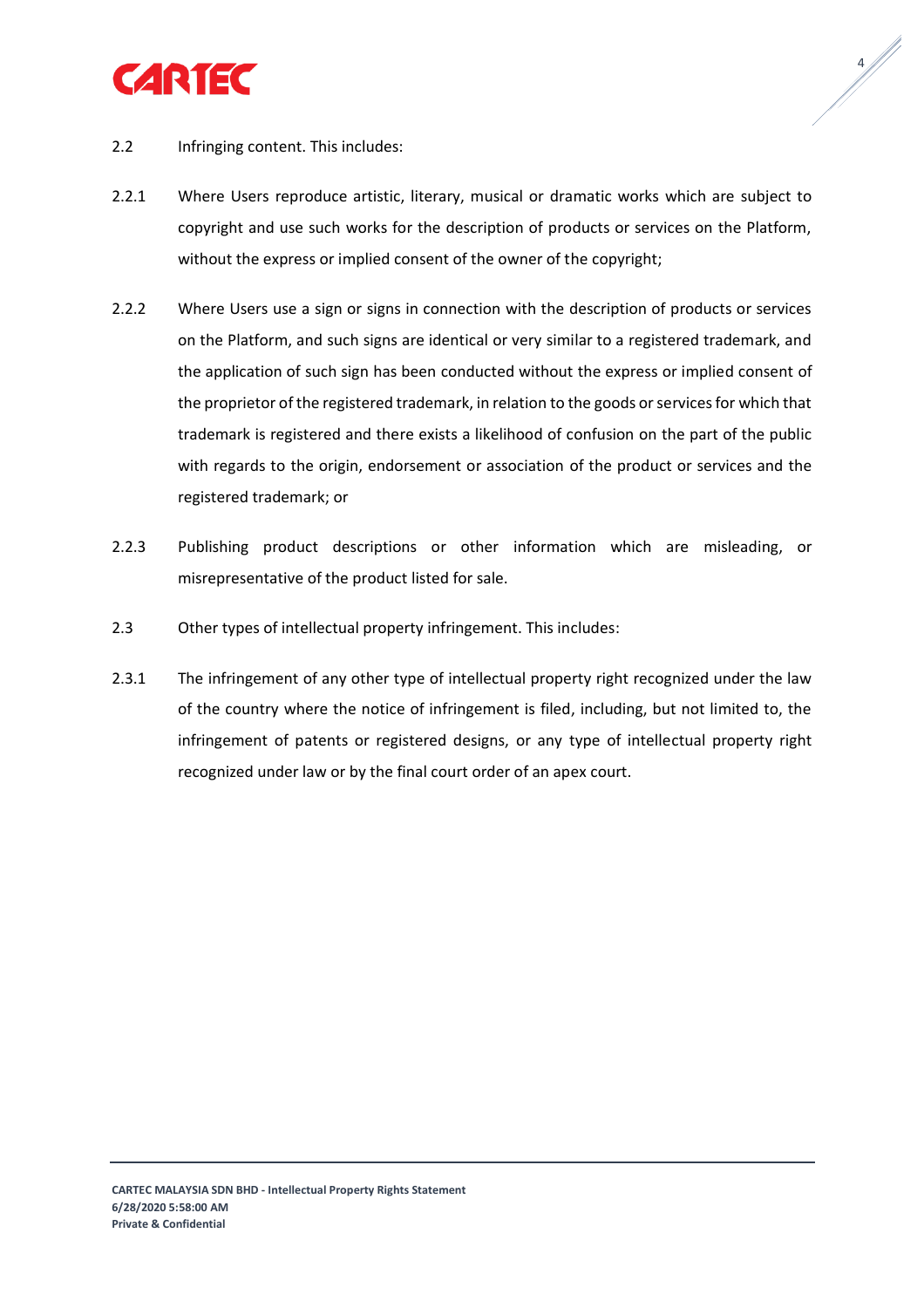2.2 Infringing content. This includes:

2.2.1 Where Users reproduce artistic, literary, musical or dramatic works which are subject to copyright and use such works for the description of products or services on the Platform, without the express or implied consent of the owner of the copyright;

2.2.2 Where Users use a sign or signs in connection with the description of products or services on the Platform, and such signs are identical or very similar to a registered trademark, and the application of such sign has been conducted without the express or implied consent of the proprietor of the registered trademark, in relation to the goods or services for which that trademark is registered and there exists a likelihood of confusion on the part of the public with regards to the origin, endorsement or association of the product or services and the registered trademark; or

2.2.3 Publishing product descriptions or other information which are misleading, or misrepresentative of the product listed for sale.

2.3 Other types of intellectual property infringement. This includes:

2.3.1 The infringement of any other type of intellectual property right recognized under the law of the country where the notice of infringement is filed, including, but not limited to, the infringement of patents or registered designs, or any type of intellectual property right recognized under law or by the final court order of an apex court.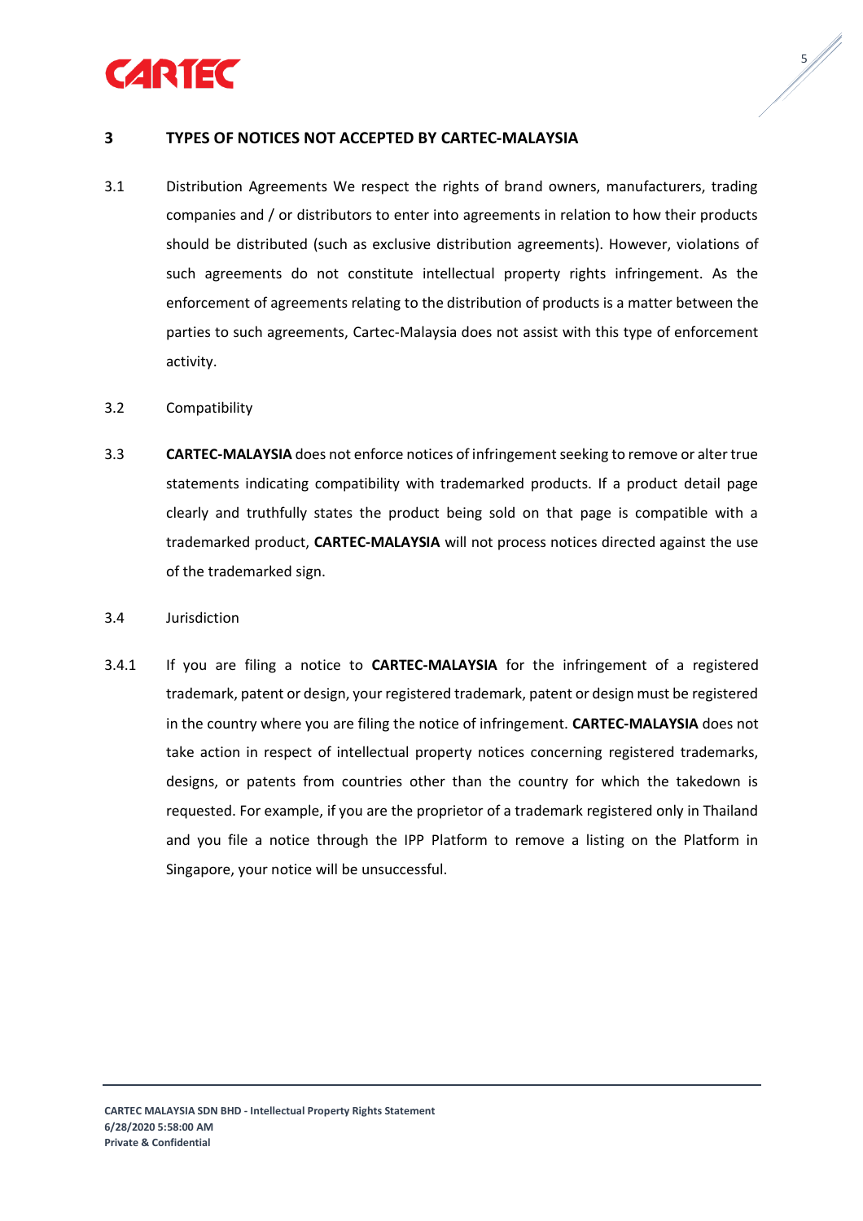## 3 TYPES OF NOTICES NOT ACCEPTED BY CARTEC-MALAYSIA

3.1 Distribution Agreements We respect the rights of brand owners, manufacturers, trading companies and / or distributors to enter into agreements in relation to how their products should be distributed (such as exclusive distribution agreements). However, violations of such agreements do not constitute intellectual property rights infringement. As the enforcement of agreements relating to the distribution of products is a matter between the parties to such agreements, Cartec-Malaysia does not assist with this type of enforcement activity.

3.2 Compatibility

3.3 **CARTEC-MALAYSIA** does not enforce notices of infringement seeking to remove or alter true statements indicating compatibility with trademarked products. If a product detail page clearly and truthfully states the product being sold on that page is compatible with a trademarked product, **CARTEC-MALAYSIA** will not process notices directed against the use of the trademarked sign.

3.4 Jurisdiction

3.4.1 If you are filing a notice to **CARTEC-MALAYSIA** for the infringement of a registered trademark, patent or design, your registered trademark, patent or design must be registered in the country where you are filing the notice of infringement. **CARTEC-MALAYSIA** does not take action in respect of intellectual property notices concerning registered trademarks, designs, or patents from countries other than the country for which the takedown is requested. For example, if you are the proprietor of a trademark registered only in Thailand and you file a notice through the IPP Platform to remove a listing on the Platform in Singapore, your notice will be unsuccessful.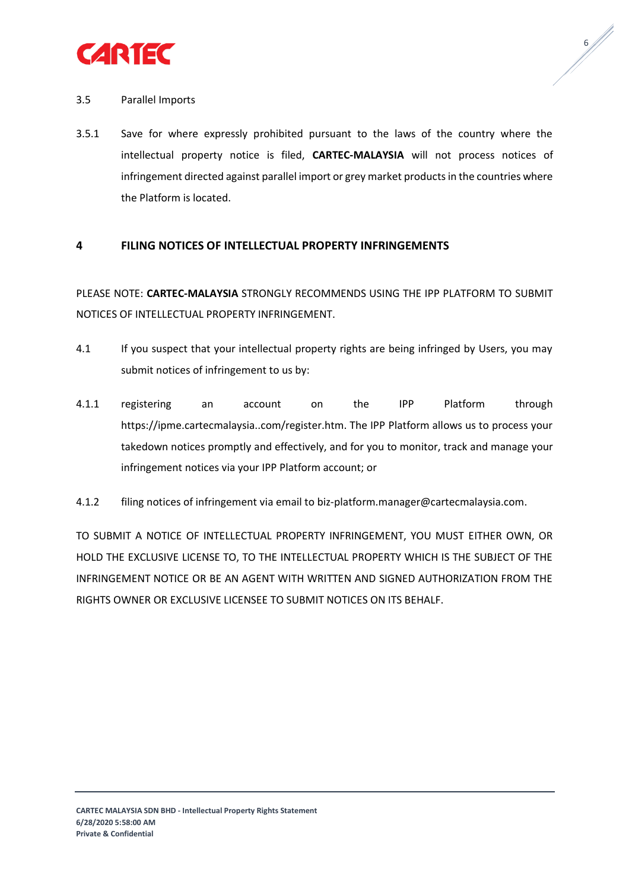3.5 Parallel Imports

3.5.1 Save for where expressly prohibited pursuant to the laws of the country where the intellectual property notice is filed, **CARTEC-MALAYSIA** will not process notices of infringement directed against parallel import or grey market products in the countries where the Platform is located.

## 4 FILING NOTICES OF INTELLECTUAL PROPERTY INFRINGEMENTS

PLEASE NOTE: **CARTEC-MALAYSIA** STRONGLY RECOMMENDS USING THE IPP PLATFORM TO SUBMIT NOTICES OF INTELLECTUAL PROPERTY INFRINGEMENT.

4.1 If you suspect that your intellectual property rights are being infringed by Users, you may submit notices of infringement to us by:

4.1.1 registering an account on the IPP Platform through https://ipme.cartecmalaysia..com/register.htm. The IPP Platform allows us to process your takedown notices promptly and effectively, and for you to monitor, track and manage your infringement notices via your IPP Platform account; or

4.1.2 filing notices of infringement via email to biz-platform.manager@cartecmalaysia.com.

TO SUBMIT A NOTICE OF INTELLECTUAL PROPERTY INFRINGEMENT, YOU MUST EITHER OWN, OR HOLD THE EXCLUSIVE LICENSE TO, TO THE INTELLECTUAL PROPERTY WHICH IS THE SUBJECT OF THE INFRINGEMENT NOTICE OR BE AN AGENT WITH WRITTEN AND SIGNED AUTHORIZATION FROM THE RIGHTS OWNER OR EXCLUSIVE LICENSEE TO SUBMIT NOTICES ON ITS BEHALF.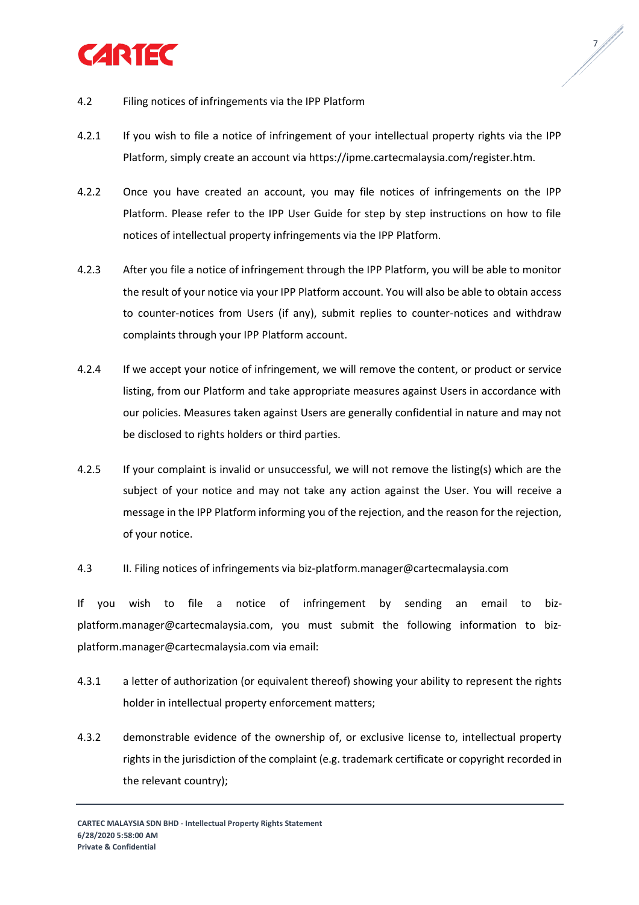4.2 Filing notices of infringements via the IPP Platform

4.2.1 If you wish to file a notice of infringement of your intellectual property rights via the IPP Platform, simply create an account via https://ipme.cartecmalaysia.com/register.htm.

4.2.2 Once you have created an account, you may file notices of infringements on the IPP Platform. Please refer to the IPP User Guide for step by step instructions on how to file notices of intellectual property infringements via the IPP Platform.

4.2.3 After you file a notice of infringement through the IPP Platform, you will be able to monitor the result of your notice via your IPP Platform account. You will also be able to obtain access to counter-notices from Users (if any), submit replies to counter-notices and withdraw complaints through your IPP Platform account.

4.2.4 If we accept your notice of infringement, we will remove the content, or product or service listing, from our Platform and take appropriate measures against Users in accordance with our policies. Measures taken against Users are generally confidential in nature and may not be disclosed to rights holders or third parties.

4.2.5 If your complaint is invalid or unsuccessful, we will not remove the listing(s) which are the subject of your notice and may not take any action against the User. You will receive a message in the IPP Platform informing you of the rejection, and the reason for the rejection, of your notice.

4.3 II. Filing notices of infringements via biz-platform.manager@cartecmalaysia.com

If you wish to file a notice of infringement by sending an email to biz-platform.manager@cartecmalaysia.com, you must submit the following information to biz-platform.manager@cartecmalaysia.com via email:

4.3.1 a letter of authorization (or equivalent thereof) showing your ability to represent the rights holder in intellectual property enforcement matters;

4.3.2 demonstrable evidence of the ownership of, or exclusive license to, intellectual property rights in the jurisdiction of the complaint (e.g. trademark certificate or copyright recorded in the relevant country);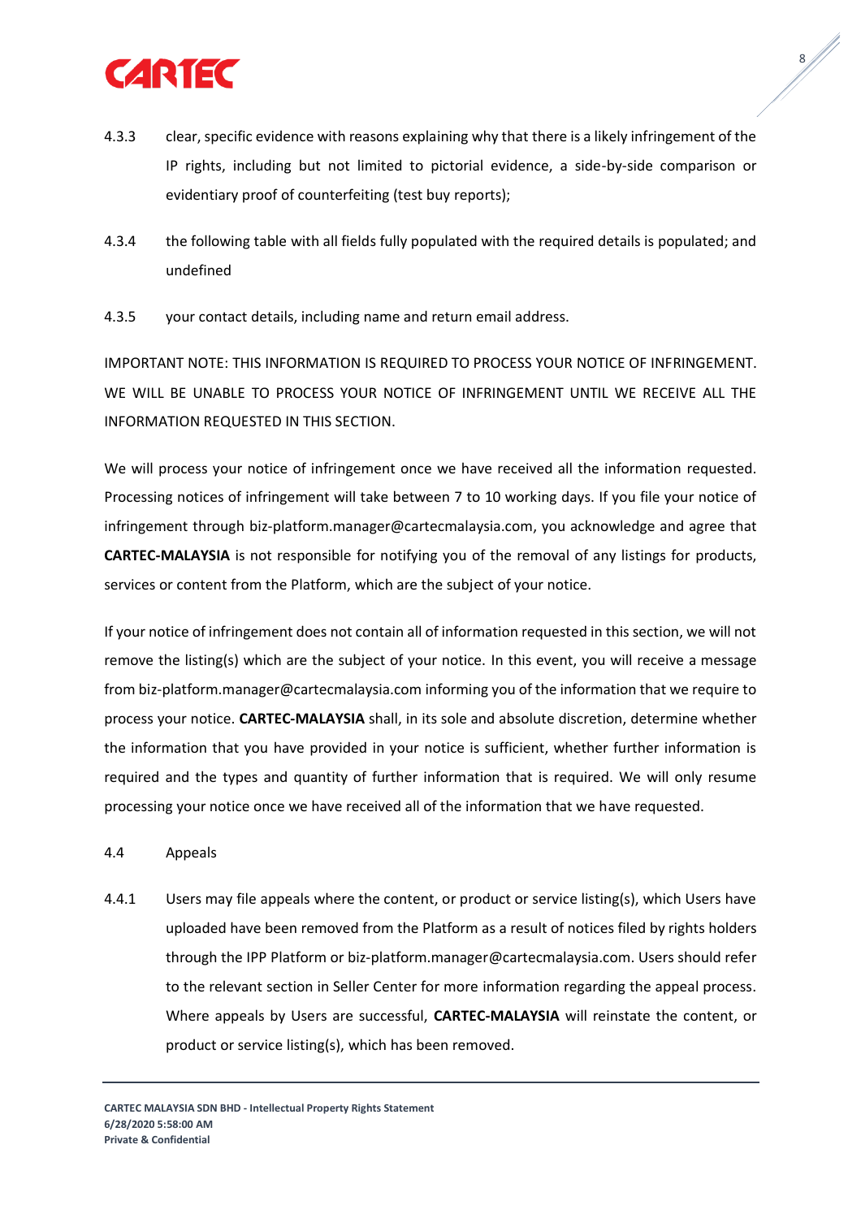4.3.3 clear, specific evidence with reasons explaining why that there is a likely infringement of the IP rights, including but not limited to pictorial evidence, a side-by-side comparison or evidentiary proof of counterfeiting (test buy reports);

4.3.4 the following table with all fields fully populated with the required details is populated; and undefined

4.3.5 your contact details, including name and return email address.

IMPORTANT NOTE: THIS INFORMATION IS REQUIRED TO PROCESS YOUR NOTICE OF INFRINGEMENT. WE WILL BE UNABLE TO PROCESS YOUR NOTICE OF INFRINGEMENT UNTIL WE RECEIVE ALL THE INFORMATION REQUESTED IN THIS SECTION.

We will process your notice of infringement once we have received all the information requested. Processing notices of infringement will take between 7 to 10 working days. If you file your notice of infringement through biz-platform.manager@cartecmalaysia.com, you acknowledge and agree that **CARTEC-MALAYSIA** is not responsible for notifying you of the removal of any listings for products, services or content from the Platform, which are the subject of your notice.

If your notice of infringement does not contain all of information requested in this section, we will not remove the listing(s) which are the subject of your notice. In this event, you will receive a message from biz-platform.manager@cartecmalaysia.com informing you of the information that we require to process your notice. **CARTEC-MALAYSIA** shall, in its sole and absolute discretion, determine whether the information that you have provided in your notice is sufficient, whether further information is required and the types and quantity of further information that is required. We will only resume processing your notice once we have received all of the information that we have requested.

4.4 Appeals

4.4.1 Users may file appeals where the content, or product or service listing(s), which Users have uploaded have been removed from the Platform as a result of notices filed by rights holders through the IPP Platform or biz-platform.manager@cartecmalaysia.com. Users should refer to the relevant section in Seller Center for more information regarding the appeal process. Where appeals by Users are successful, **CARTEC-MALAYSIA** will reinstate the content, or product or service listing(s), which has been removed.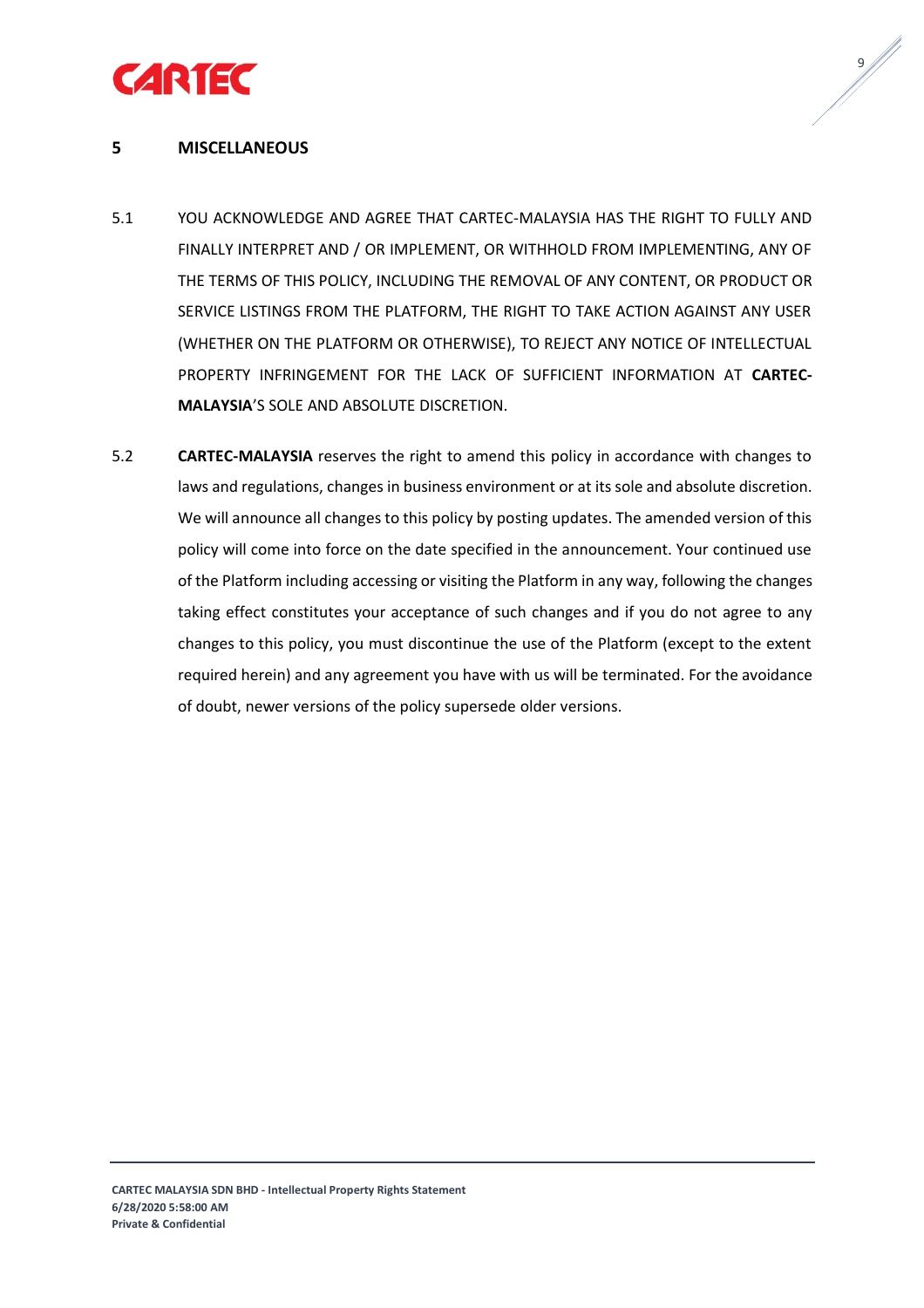## 5 MISCELLANEOUS

5.1 YOU ACKNOWLEDGE AND AGREE THAT CARTEC-MALAYSIA HAS THE RIGHT TO FULLY AND FINALLY INTERPRET AND / OR IMPLEMENT, OR WITHHOLD FROM IMPLEMENTING, ANY OF THE TERMS OF THIS POLICY, INCLUDING THE REMOVAL OF ANY CONTENT, OR PRODUCT OR SERVICE LISTINGS FROM THE PLATFORM, THE RIGHT TO TAKE ACTION AGAINST ANY USER (WHETHER ON THE PLATFORM OR OTHERWISE), TO REJECT ANY NOTICE OF INTELLECTUAL PROPERTY INFRINGEMENT FOR THE LACK OF SUFFICIENT INFORMATION AT **CARTEC-MALAYSIA**'S SOLE AND ABSOLUTE DISCRETION.

5.2 **CARTEC-MALAYSIA** reserves the right to amend this policy in accordance with changes to laws and regulations, changes in business environment or at its sole and absolute discretion. We will announce all changes to this policy by posting updates. The amended version of this policy will come into force on the date specified in the announcement. Your continued use of the Platform including accessing or visiting the Platform in any way, following the changes taking effect constitutes your acceptance of such changes and if you do not agree to any changes to this policy, you must discontinue the use of the Platform (except to the extent required herein) and any agreement you have with us will be terminated. For the avoidance of doubt, newer versions of the policy supersede older versions.